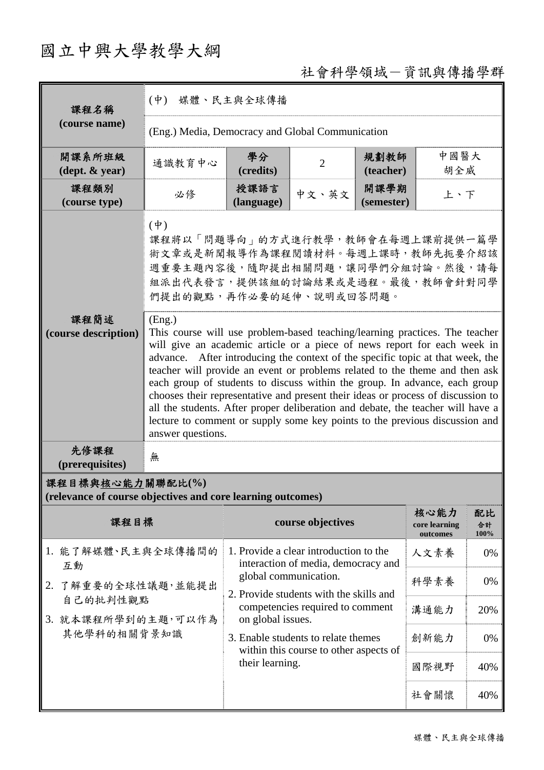# 國立中興大學教學大綱

社會科學領域－資訊與傳播學群

| 課程名稱 (course name) | (中) 媒體、民主與全球傳播 | | | | |
|---|---|---|---|---|---|
| | (Eng.) Media, Democracy and Global Communication | | | | |
| 開課系所班級 (dept. & year) | 通識教育中心 | 學分 (credits) | 2 | 規劃教師 (teacher) | 中國醫大 胡全威 |
| 課程類別 (course type) | 必修 | 授課語言 (language) | 中文、英文 | 開課學期 (semester) | 上、下 |
| 課程簡述 (course description) | (中)<br>課程將以「問題導向」的方式進行教學，教師會在每週上課前提供一篇學術文章或是新聞報導作為課程閱讀材料。每週上課時，教師先扼要介紹該週重要主題內容後，隨即提出相關問題，讓同學們分組討論。然後，請每組派出代表發言，提供該組的討論結果或是過程。最後，教師會針對同學們提出的觀點，再作必要的延伸、說明或回答問題。 | | | | |
| | (Eng.)<br>This course will use problem-based teaching/learning practices. The teacher will give an academic article or a piece of news report for each week in advance. After introducing the context of the specific topic at that week, the teacher will provide an event or problems related to the theme and then ask each group of students to discuss within the group. In advance, each group chooses their representative and present their ideas or process of discussion to all the students. After proper deliberation and debate, the teacher will have a lecture to comment or supply some key points to the previous discussion and answer questions. | | | | |
| 先修課程 (prerequisites) | 無 | | | | |

**課程目標與核心能力關聯配比(%)**
**(relevance of course objectives and core learning outcomes)**

| 課程目標 | course objectives | 核心能力 core learning outcomes | 配比 合計 100% |
|---|---|---|---|
| 1. 能了解媒體、民主與全球傳播間的互動<br>2. 了解重要的全球性議題，並能提出自己的批判性觀點<br>3. 就本課程所學到的主題，可以作為其他學科的相關背景知識 | 1. Provide a clear introduction to the interaction of media, democracy and global communication.<br>2. Provide students with the skills and competencies required to comment on global issues.<br>3. Enable students to relate themes within this course to other aspects of their learning. | 人文素養 | 0% |
| | | 科學素養 | 0% |
| | | 溝通能力 | 20% |
| | | 創新能力 | 0% |
| | | 國際視野 | 40% |
| | | 社會關懷 | 40% |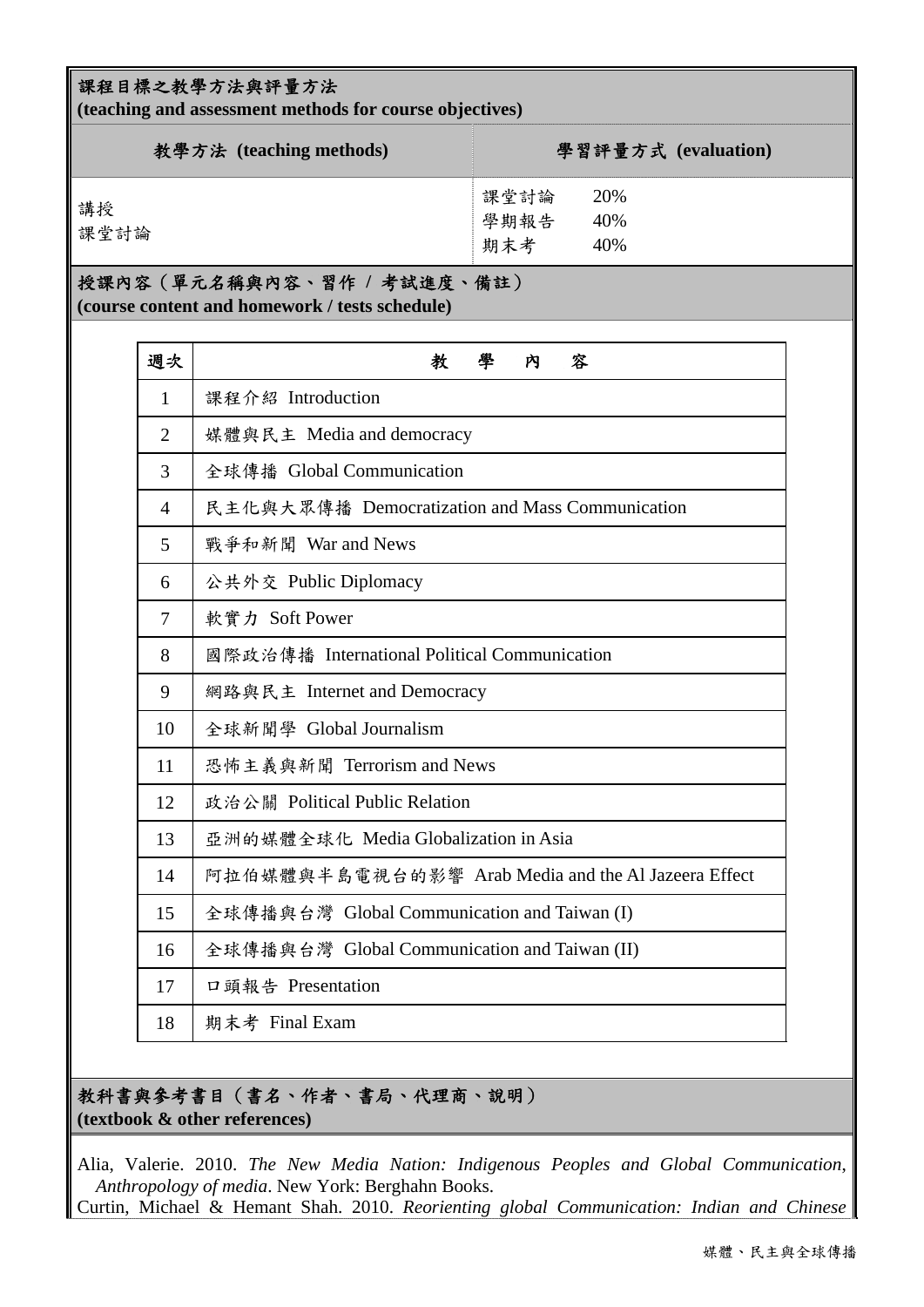## 課程目標之教學方法與評量方法
**(teaching and assessment methods for course objectives)**

| 教學方法 (teaching methods) | 學習評量方式 (evaluation) |
|---|---|
| 講授<br>課堂討論 | 課堂討論 20%<br>學期報告 40%<br>期末考 40% |

## 授課內容（單元名稱與內容、習作 / 考試進度、備註）
**(course content and homework / tests schedule)**

| 週次 | 教 學 內 容 |
|---|---|
| 1 | 課程介紹 Introduction |
| 2 | 媒體與民主 Media and democracy |
| 3 | 全球傳播 Global Communication |
| 4 | 民主化與大眾傳播 Democratization and Mass Communication |
| 5 | 戰爭和新聞 War and News |
| 6 | 公共外交 Public Diplomacy |
| 7 | 軟實力 Soft Power |
| 8 | 國際政治傳播 International Political Communication |
| 9 | 網路與民主 Internet and Democracy |
| 10 | 全球新聞學 Global Journalism |
| 11 | 恐怖主義與新聞 Terrorism and News |
| 12 | 政治公關 Political Public Relation |
| 13 | 亞洲的媒體全球化 Media Globalization in Asia |
| 14 | 阿拉伯媒體與半島電視台的影響 Arab Media and the Al Jazeera Effect |
| 15 | 全球傳播與台灣 Global Communication and Taiwan (I) |
| 16 | 全球傳播與台灣 Global Communication and Taiwan (II) |
| 17 | 口頭報告 Presentation |
| 18 | 期末考 Final Exam |

## 教科書與參考書目（書名、作者、書局、代理商、說明）
**(textbook & other references)**

Alia, Valerie. 2010. *The New Media Nation: Indigenous Peoples and Global Communication, Anthropology of media*. New York: Berghahn Books.

Curtin, Michael & Hemant Shah. 2010. *Reorienting global Communication: Indian and Chinese*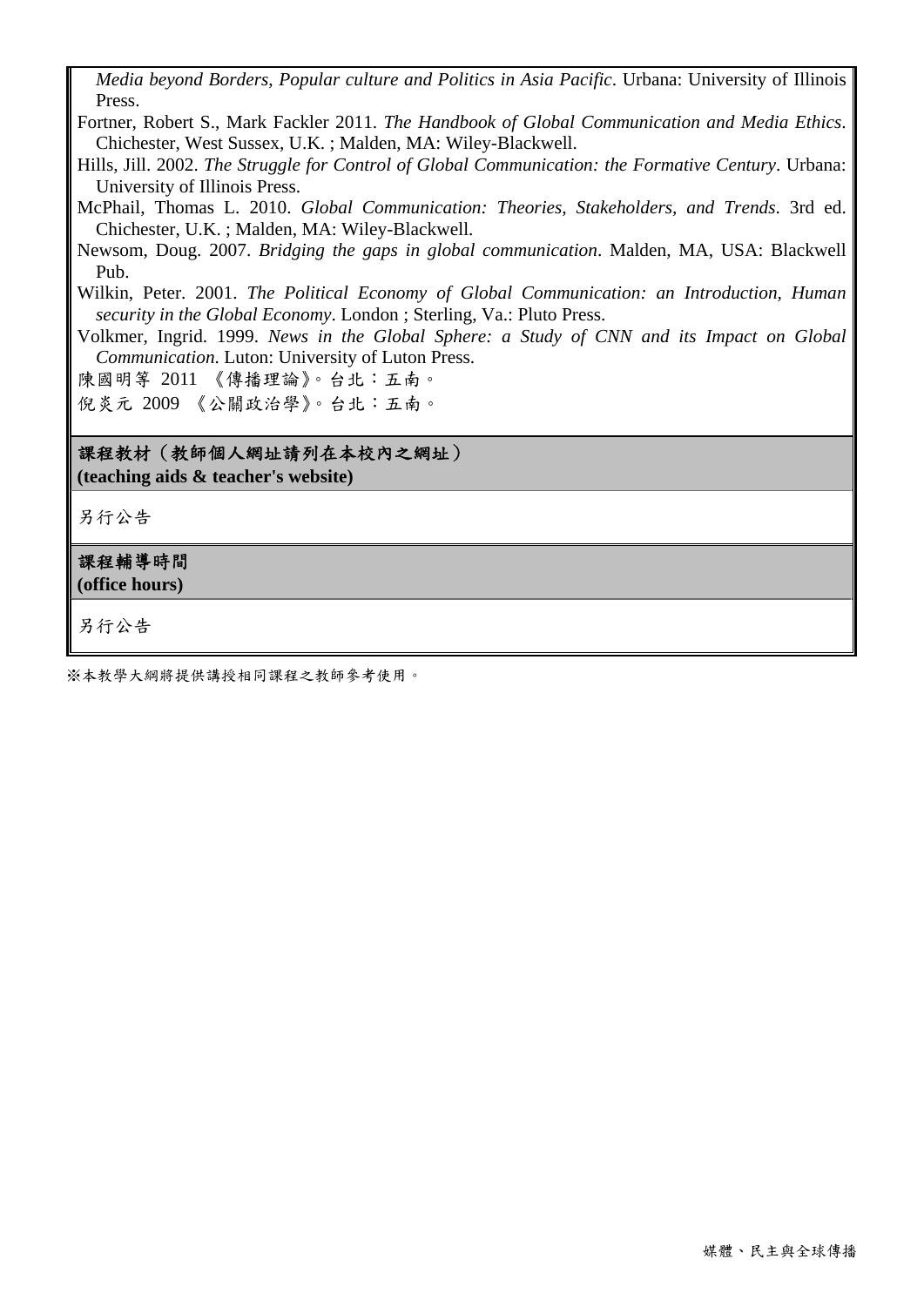*Media beyond Borders, Popular culture and Politics in Asia Pacific*. Urbana: University of Illinois Press.

Fortner, Robert S., Mark Fackler 2011. *The Handbook of Global Communication and Media Ethics*. Chichester, West Sussex, U.K. ; Malden, MA: Wiley-Blackwell.

Hills, Jill. 2002. *The Struggle for Control of Global Communication: the Formative Century*. Urbana: University of Illinois Press.

McPhail, Thomas L. 2010. *Global Communication: Theories, Stakeholders, and Trends*. 3rd ed. Chichester, U.K. ; Malden, MA: Wiley-Blackwell.

Newsom, Doug. 2007. *Bridging the gaps in global communication*. Malden, MA, USA: Blackwell Pub.

Wilkin, Peter. 2001. *The Political Economy of Global Communication: an Introduction, Human security in the Global Economy*. London ; Sterling, Va.: Pluto Press.

Volkmer, Ingrid. 1999. *News in the Global Sphere: a Study of CNN and its Impact on Global Communication*. Luton: University of Luton Press.

陳國明等 2011 《傳播理論》。台北：五南。

倪炎元 2009 《公關政治學》。台北：五南。

**課程教材（教師個人網址請列在本校內之網址）**
**(teaching aids & teacher's website)**

另行公告

**課程輔導時間**
**(office hours)**

另行公告

※本教學大綱將提供講授相同課程之教師參考使用。